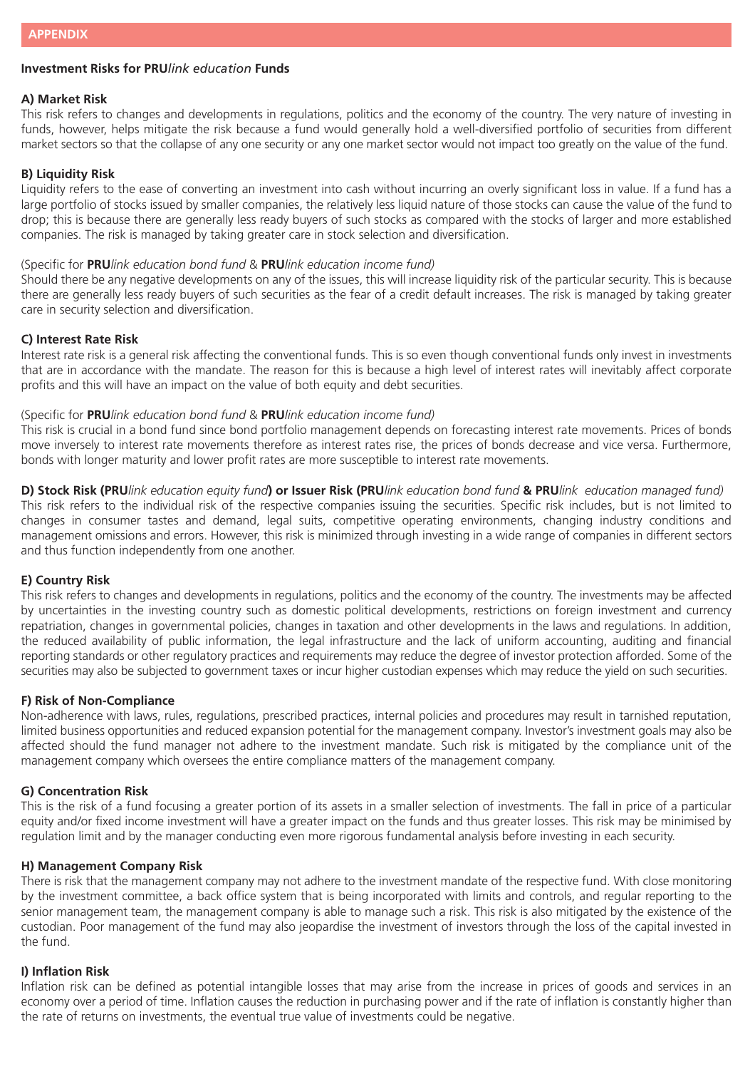## APPENDIX

### Investment Risks for PRU*link education* Funds

**A) Market Risk**

This risk refers to changes and developments in regulations, politics and the economy of the country. The very nature of investing in funds, however, helps mitigate the risk because a fund would generally hold a well-diversified portfolio of securities from different market sectors so that the collapse of any one security or any one market sector would not impact too greatly on the value of the fund.

**B) Liquidity Risk**

Liquidity refers to the ease of converting an investment into cash without incurring an overly significant loss in value. If a fund has a large portfolio of stocks issued by smaller companies, the relatively less liquid nature of those stocks can cause the value of the fund to drop; this is because there are generally less ready buyers of such stocks as compared with the stocks of larger and more established companies. The risk is managed by taking greater care in stock selection and diversification.

(Specific for **PRU***link education bond fund* & **PRU***link education income fund)*

Should there be any negative developments on any of the issues, this will increase liquidity risk of the particular security. This is because there are generally less ready buyers of such securities as the fear of a credit default increases. The risk is managed by taking greater care in security selection and diversification.

**C) Interest Rate Risk**

Interest rate risk is a general risk affecting the conventional funds. This is so even though conventional funds only invest in investments that are in accordance with the mandate. The reason for this is because a high level of interest rates will inevitably affect corporate profits and this will have an impact on the value of both equity and debt securities.

(Specific for **PRU***link education bond fund* & **PRU***link education income fund)*

This risk is crucial in a bond fund since bond portfolio management depends on forecasting interest rate movements. Prices of bonds move inversely to interest rate movements therefore as interest rates rise, the prices of bonds decrease and vice versa. Furthermore, bonds with longer maturity and lower profit rates are more susceptible to interest rate movements.

**D) Stock Risk (PRU***link education equity fund***) or Issuer Risk (PRU***link education bond fund* **& PRU***link education managed fund)*

This risk refers to the individual risk of the respective companies issuing the securities. Specific risk includes, but is not limited to changes in consumer tastes and demand, legal suits, competitive operating environments, changing industry conditions and management omissions and errors. However, this risk is minimized through investing in a wide range of companies in different sectors and thus function independently from one another.

**E) Country Risk**

This risk refers to changes and developments in regulations, politics and the economy of the country. The investments may be affected by uncertainties in the investing country such as domestic political developments, restrictions on foreign investment and currency repatriation, changes in governmental policies, changes in taxation and other developments in the laws and regulations. In addition, the reduced availability of public information, the legal infrastructure and the lack of uniform accounting, auditing and financial reporting standards or other regulatory practices and requirements may reduce the degree of investor protection afforded. Some of the securities may also be subjected to government taxes or incur higher custodian expenses which may reduce the yield on such securities.

**F) Risk of Non-Compliance**

Non-adherence with laws, rules, regulations, prescribed practices, internal policies and procedures may result in tarnished reputation, limited business opportunities and reduced expansion potential for the management company. Investor's investment goals may also be affected should the fund manager not adhere to the investment mandate. Such risk is mitigated by the compliance unit of the management company which oversees the entire compliance matters of the management company.

**G) Concentration Risk**

This is the risk of a fund focusing a greater portion of its assets in a smaller selection of investments. The fall in price of a particular equity and/or fixed income investment will have a greater impact on the funds and thus greater losses. This risk may be minimised by regulation limit and by the manager conducting even more rigorous fundamental analysis before investing in each security.

**H) Management Company Risk**

There is risk that the management company may not adhere to the investment mandate of the respective fund. With close monitoring by the investment committee, a back office system that is being incorporated with limits and controls, and regular reporting to the senior management team, the management company is able to manage such a risk. This risk is also mitigated by the existence of the custodian. Poor management of the fund may also jeopardise the investment of investors through the loss of the capital invested in the fund.

**I) Inflation Risk**

Inflation risk can be defined as potential intangible losses that may arise from the increase in prices of goods and services in an economy over a period of time. Inflation causes the reduction in purchasing power and if the rate of inflation is constantly higher than the rate of returns on investments, the eventual true value of investments could be negative.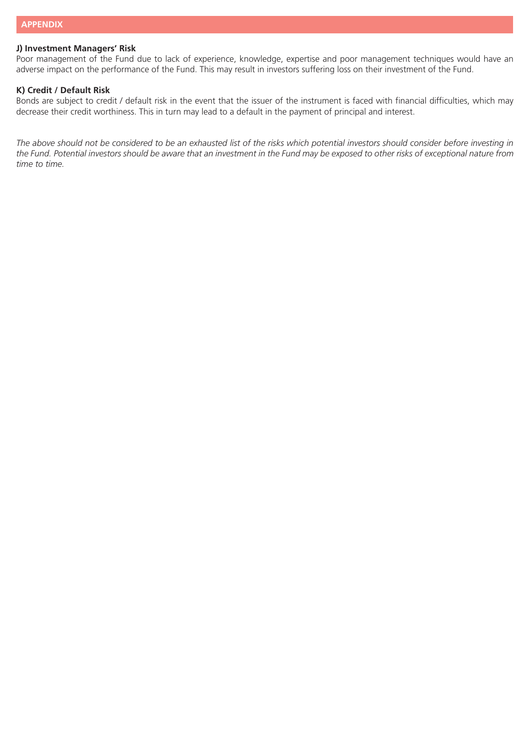## APPENDIX

**J) Investment Managers' Risk**

Poor management of the Fund due to lack of experience, knowledge, expertise and poor management techniques would have an adverse impact on the performance of the Fund. This may result in investors suffering loss on their investment of the Fund.

**K) Credit / Default Risk**

Bonds are subject to credit / default risk in the event that the issuer of the instrument is faced with financial difficulties, which may decrease their credit worthiness. This in turn may lead to a default in the payment of principal and interest.

*The above should not be considered to be an exhausted list of the risks which potential investors should consider before investing in the Fund. Potential investors should be aware that an investment in the Fund may be exposed to other risks of exceptional nature from time to time.*